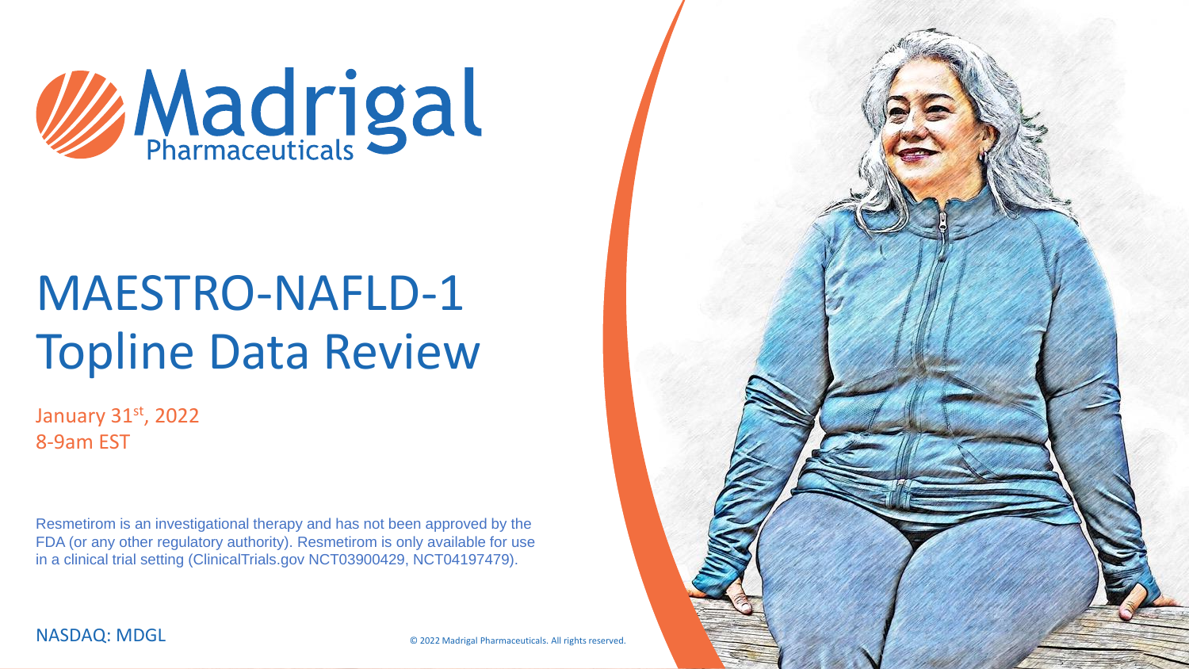Madrigal Pharmaceuticals

# MAESTRO-NAFLD-1 Topline Data Review

January 31st, 2022
8-9am EST

Resmetirom is an investigational therapy and has not been approved by the FDA (or any other regulatory authority). Resmetirom is only available for use in a clinical trial setting (ClinicalTrials.gov NCT03900429, NCT04197479).

NASDAQ: MDGL

© 2022 Madrigal Pharmaceuticals. All rights reserved.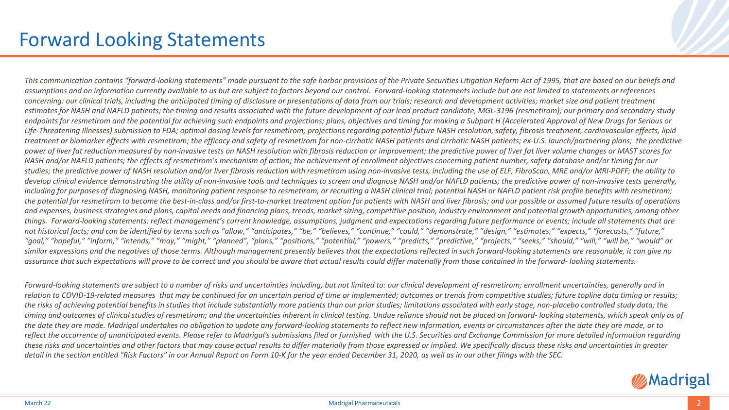# Forward Looking Statements

*This communication contains "forward-looking statements" made pursuant to the safe harbor provisions of the Private Securities Litigation Reform Act of 1995, that are based on our beliefs and assumptions and on information currently available to us but are subject to factors beyond our control. Forward-looking statements include but are not limited to statements or references concerning: our clinical trials, including the anticipated timing of disclosure or presentations of data from our trials; research and development activities; market size and patient treatment estimates for NASH and NAFLD patients; the timing and results associated with the future development of our lead product candidate, MGL-3196 (resmetirom); our primary and secondary study endpoints for resmetirom and the potential for achieving such endpoints and projections; plans, objectives and timing for making a Subpart H (Accelerated Approval of New Drugs for Serious or Life-Threatening Illnesses) submission to FDA; optimal dosing levels for resmetirom; projections regarding potential future NASH resolution, safety, fibrosis treatment, cardiovascular effects, lipid treatment or biomarker effects with resmetirom; the efficacy and safety of resmetirom for non-cirrhotic NASH patients and cirrhotic NASH patients; ex-U.S. launch/partnering plans; the predictive power of liver fat reduction measured by non-invasive tests on NASH resolution with fibrosis reduction or improvement; the predictive power of liver fat liver volume changes or MAST scores for NASH and/or NAFLD patients; the effects of resmetirom's mechanism of action; the achievement of enrollment objectives concerning patient number, safety database and/or timing for our studies; the predictive power of NASH resolution and/or liver fibrosis reduction with resmetirom using non-invasive tests, including the use of ELF, FibroScan, MRE and/or MRI-PDFF; the ability to develop clinical evidence demonstrating the utility of non-invasive tools and techniques to screen and diagnose NASH and/or NAFLD patients; the predictive power of non-invasive tests generally, including for purposes of diagnosing NASH, monitoring patient response to resmetirom, or recruiting a NASH clinical trial; potential NASH or NAFLD patient risk profile benefits with resmetirom; the potential for resmetirom to become the best-in-class and/or first-to-market treatment option for patients with NASH and liver fibrosis; and our possible or assumed future results of operations and expenses, business strategies and plans, capital needs and financing plans, trends, market sizing, competitive position, industry environment and potential growth opportunities, among other things. Forward-looking statements: reflect management's current knowledge, assumptions, judgment and expectations regarding future performance or events; include all statements that are not historical facts; and can be identified by terms such as "allow," "anticipates," "be," "believes," "continue," "could," "demonstrate," "design," "estimates," "expects," "forecasts," "future," "goal," "hopeful," "inform," "intends," "may," "might," "planned", "plans," "positions," "potential," "powers," "predicts," "predictive," "projects," "seeks," "should," "will," "will be," "would" or similar expressions and the negatives of those terms. Although management presently believes that the expectations reflected in such forward-looking statements are reasonable, it can give no assurance that such expectations will prove to be correct and you should be aware that actual results could differ materially from those contained in the forward- looking statements.*

*Forward-looking statements are subject to a number of risks and uncertainties including, but not limited to: our clinical development of resmetirom; enrollment uncertainties, generally and in relation to COVID-19-related measures that may be continued for an uncertain period of time or implemented; outcomes or trends from competitive studies; future topline data timing or results; the risks of achieving potential benefits in studies that include substantially more patients than our prior studies; limitations associated with early stage, non-placebo controlled study data; the timing and outcomes of clinical studies of resmetirom; and the uncertainties inherent in clinical testing. Undue reliance should not be placed on forward- looking statements, which speak only as of the date they are made. Madrigal undertakes no obligation to update any forward-looking statements to reflect new information, events or circumstances after the date they are made, or to reflect the occurrence of unanticipated events. Please refer to Madrigal's submissions filed or furnished with the U.S. Securities and Exchange Commission for more detailed information regarding these risks and uncertainties and other factors that may cause actual results to differ materially from those expressed or implied. We specifically discuss these risks and uncertainties in greater detail in the section entitled "Risk Factors" in our Annual Report on Form 10-K for the year ended December 31, 2020, as well as in our other filings with the SEC.*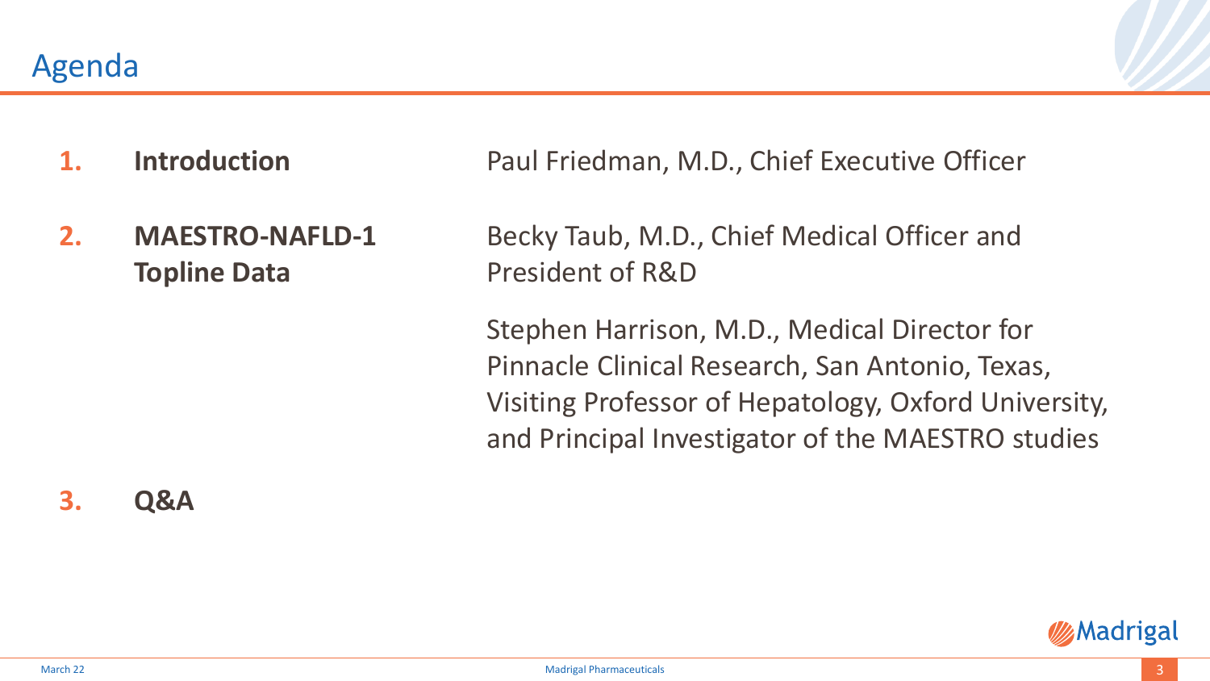# Agenda

1. **Introduction** — Paul Friedman, M.D., Chief Executive Officer

2. **MAESTRO-NAFLD-1 Topline Data** — Becky Taub, M.D., Chief Medical Officer and President of R&D

   Stephen Harrison, M.D., Medical Director for Pinnacle Clinical Research, San Antonio, Texas, Visiting Professor of Hepatology, Oxford University, and Principal Investigator of the MAESTRO studies

3. **Q&A**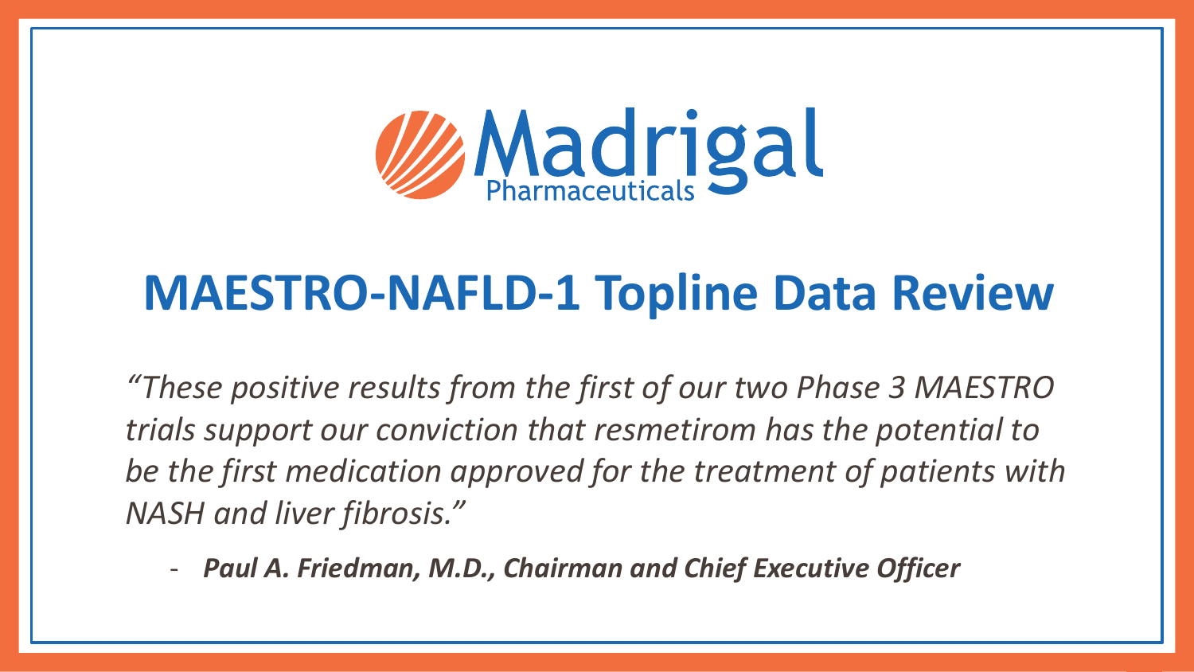Madrigal Pharmaceuticals

# MAESTRO-NAFLD-1 Topline Data Review

*"These positive results from the first of our two Phase 3 MAESTRO trials support our conviction that resmetirom has the potential to be the first medication approved for the treatment of patients with NASH and liver fibrosis."*

- ***Paul A. Friedman, M.D., Chairman and Chief Executive Officer***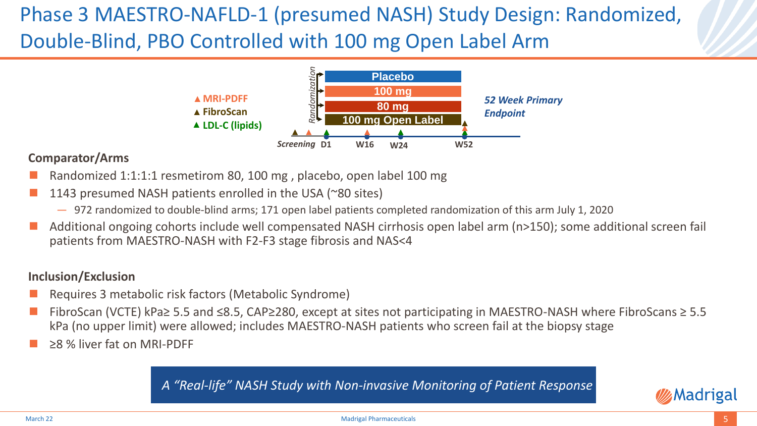# Phase 3 MAESTRO-NAFLD-1 (presumed NASH) Study Design: Randomized, Double-Blind, PBO Controlled with 100 mg Open Label Arm

▲ MRI-PDFF
▲ FibroScan
▲ LDL-C (lipids)

*Randomization*

- Placebo
- 100 mg
- 80 mg
- 100 mg Open Label

*Screening* D1 W16 W24 W52

*52 Week Primary Endpoint*

**Comparator/Arms**

- Randomized 1:1:1:1 resmetirom 80, 100 mg , placebo, open label 100 mg
- 1143 presumed NASH patients enrolled in the USA (~80 sites)
  - 972 randomized to double-blind arms; 171 open label patients completed randomization of this arm July 1, 2020
- Additional ongoing cohorts include well compensated NASH cirrhosis open label arm (n>150); some additional screen fail patients from MAESTRO-NASH with F2-F3 stage fibrosis and NAS<4

**Inclusion/Exclusion**

- Requires 3 metabolic risk factors (Metabolic Syndrome)
- FibroScan (VCTE) kPa≥ 5.5 and ≤8.5, CAP≥280, except at sites not participating in MAESTRO-NASH where FibroScans ≥ 5.5 kPa (no upper limit) were allowed; includes MAESTRO-NASH patients who screen fail at the biopsy stage
- ≥8 % liver fat on MRI-PDFF

*A "Real-life" NASH Study with Non-invasive Monitoring of Patient Response*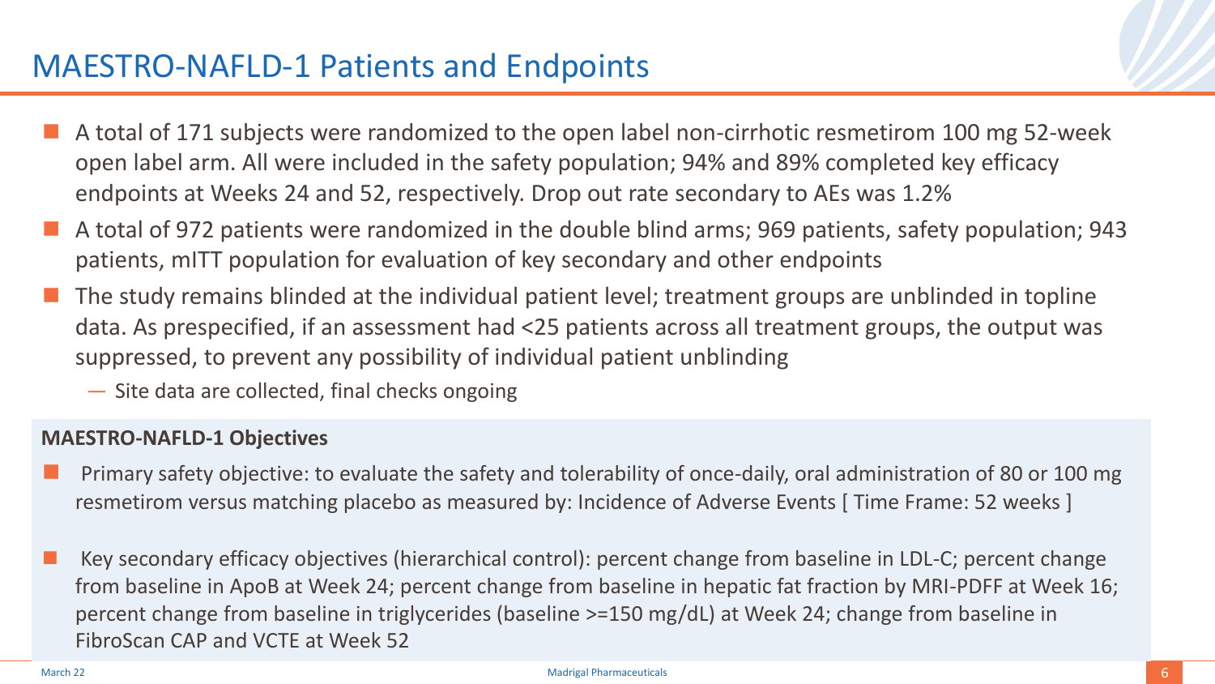# MAESTRO-NAFLD-1 Patients and Endpoints

- A total of 171 subjects were randomized to the open label non-cirrhotic resmetirom 100 mg 52-week open label arm. All were included in the safety population; 94% and 89% completed key efficacy endpoints at Weeks 24 and 52, respectively. Drop out rate secondary to AEs was 1.2%
- A total of 972 patients were randomized in the double blind arms; 969 patients, safety population; 943 patients, mITT population for evaluation of key secondary and other endpoints
- The study remains blinded at the individual patient level; treatment groups are unblinded in topline data. As prespecified, if an assessment had <25 patients across all treatment groups, the output was suppressed, to prevent any possibility of individual patient unblinding
  - Site data are collected, final checks ongoing

**MAESTRO-NAFLD-1 Objectives**

- Primary safety objective: to evaluate the safety and tolerability of once-daily, oral administration of 80 or 100 mg resmetirom versus matching placebo as measured by: Incidence of Adverse Events [ Time Frame: 52 weeks ]
- Key secondary efficacy objectives (hierarchical control): percent change from baseline in LDL-C; percent change from baseline in ApoB at Week 24; percent change from baseline in hepatic fat fraction by MRI-PDFF at Week 16; percent change from baseline in triglycerides (baseline >=150 mg/dL) at Week 24; change from baseline in FibroScan CAP and VCTE at Week 52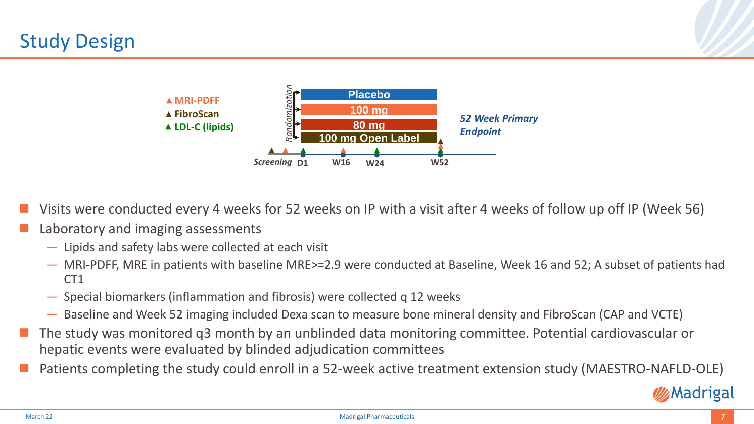# Study Design

▲ MRI-PDFF
▲ FibroScan
▲ LDL-C (lipids)

*Randomization*

- Placebo
- 100 mg
- 80 mg
- 100 mg Open Label

*Screening* D1 W16 W24 W52

*52 Week Primary Endpoint*

- Visits were conducted every 4 weeks for 52 weeks on IP with a visit after 4 weeks of follow up off IP (Week 56)
- Laboratory and imaging assessments
  - Lipids and safety labs were collected at each visit
  - MRI-PDFF, MRE in patients with baseline MRE>=2.9 were conducted at Baseline, Week 16 and 52; A subset of patients had CT1
  - Special biomarkers (inflammation and fibrosis) were collected q 12 weeks
  - Baseline and Week 52 imaging included Dexa scan to measure bone mineral density and FibroScan (CAP and VCTE)
- The study was monitored q3 month by an unblinded data monitoring committee. Potential cardiovascular or hepatic events were evaluated by blinded adjudication committees
- Patients completing the study could enroll in a 52-week active treatment extension study (MAESTRO-NAFLD-OLE)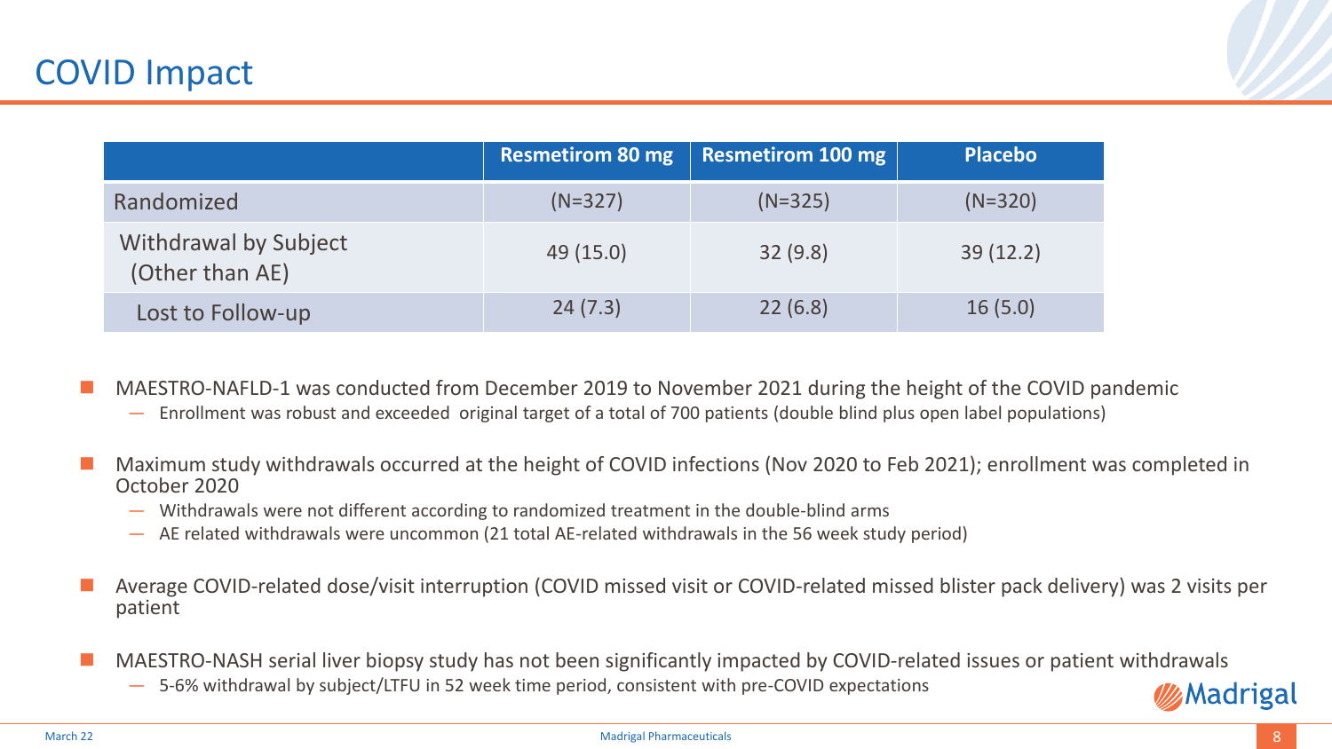# COVID Impact

| | Resmetirom 80 mg | Resmetirom 100 mg | Placebo |
|---|---|---|---|
| Randomized | (N=327) | (N=325) | (N=320) |
| Withdrawal by Subject (Other than AE) | 49 (15.0) | 32 (9.8) | 39 (12.2) |
| Lost to Follow-up | 24 (7.3) | 22 (6.8) | 16 (5.0) |

- MAESTRO-NAFLD-1 was conducted from December 2019 to November 2021 during the height of the COVID pandemic
  - Enrollment was robust and exceeded original target of a total of 700 patients (double blind plus open label populations)
- Maximum study withdrawals occurred at the height of COVID infections (Nov 2020 to Feb 2021); enrollment was completed in October 2020
  - Withdrawals were not different according to randomized treatment in the double-blind arms
  - AE related withdrawals were uncommon (21 total AE-related withdrawals in the 56 week study period)
- Average COVID-related dose/visit interruption (COVID missed visit or COVID-related missed blister pack delivery) was 2 visits per patient
- MAESTRO-NASH serial liver biopsy study has not been significantly impacted by COVID-related issues or patient withdrawals
  - 5-6% withdrawal by subject/LTFU in 52 week time period, consistent with pre-COVID expectations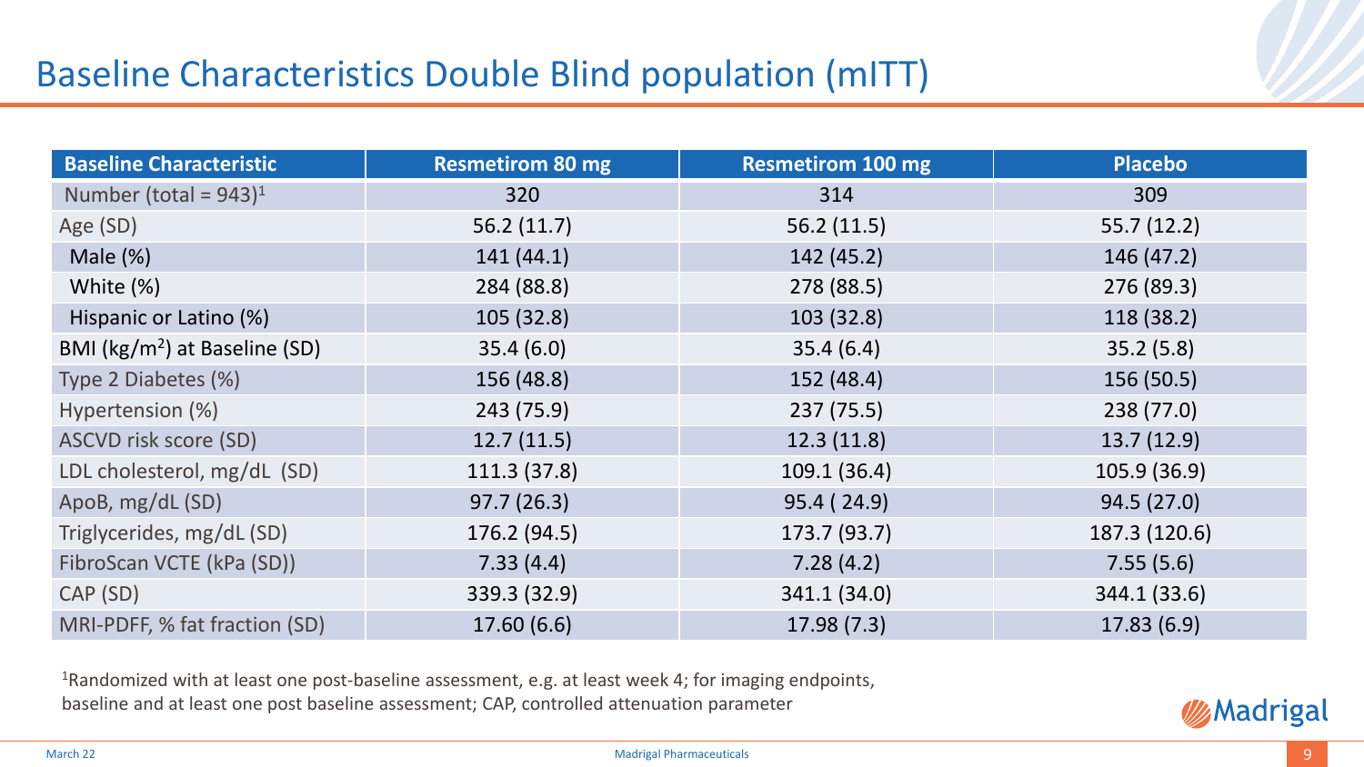# Baseline Characteristics Double Blind population (mITT)

| Baseline Characteristic | Resmetirom 80 mg | Resmetirom 100 mg | Placebo |
|---|---|---|---|
| Number (total = 943)[1] | 320 | 314 | 309 |
| Age (SD) | 56.2 (11.7) | 56.2 (11.5) | 55.7 (12.2) |
| Male (%) | 141 (44.1) | 142 (45.2) | 146 (47.2) |
| White (%) | 284 (88.8) | 278 (88.5) | 276 (89.3) |
| Hispanic or Latino (%) | 105 (32.8) | 103 (32.8) | 118 (38.2) |
| BMI ($kg/m^2$) at Baseline (SD) | 35.4 (6.0) | 35.4 (6.4) | 35.2 (5.8) |
| Type 2 Diabetes (%) | 156 (48.8) | 152 (48.4) | 156 (50.5) |
| Hypertension (%) | 243 (75.9) | 237 (75.5) | 238 (77.0) |
| ASCVD risk score (SD) | 12.7 (11.5) | 12.3 (11.8) | 13.7 (12.9) |
| LDL cholesterol, mg/dL (SD) | 111.3 (37.8) | 109.1 (36.4) | 105.9 (36.9) |
| ApoB, mg/dL (SD) | 97.7 (26.3) | 95.4 ( 24.9) | 94.5 (27.0) |
| Triglycerides, mg/dL (SD) | 176.2 (94.5) | 173.7 (93.7) | 187.3 (120.6) |
| FibroScan VCTE (kPa (SD)) | 7.33 (4.4) | 7.28 (4.2) | 7.55 (5.6) |
| CAP (SD) | 339.3 (32.9) | 341.1 (34.0) | 344.1 (33.6) |
| MRI-PDFF, % fat fraction (SD) | 17.60 (6.6) | 17.98 (7.3) | 17.83 (6.9) |

[1]Randomized with at least one post-baseline assessment, e.g. at least week 4; for imaging endpoints, baseline and at least one post baseline assessment; CAP, controlled attenuation parameter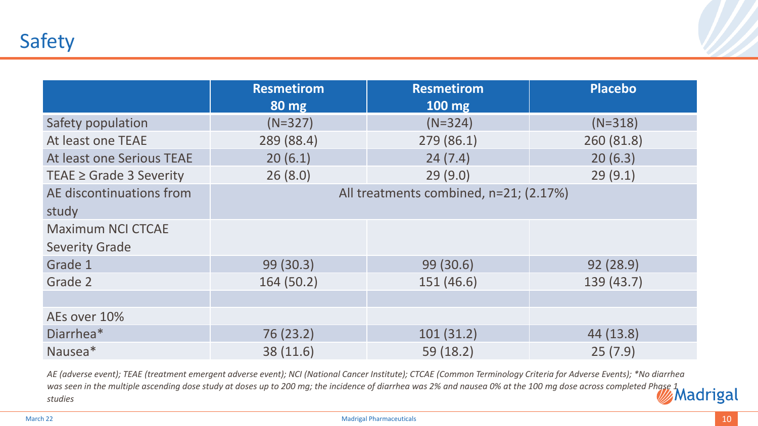# Safety

| | Resmetirom 80 mg | Resmetirom 100 mg | Placebo |
|---|---|---|---|
| Safety population | (N=327) | (N=324) | (N=318) |
| At least one TEAE | 289 (88.4) | 279 (86.1) | 260 (81.8) |
| At least one Serious TEAE | 20 (6.1) | 24 (7.4) | 20 (6.3) |
| TEAE ≥ Grade 3 Severity | 26 (8.0) | 29 (9.0) | 29 (9.1) |
| AE discontinuations from study | All treatments combined, n=21; (2.17%) | | |
| Maximum NCI CTCAE Severity Grade | | | |
| Grade 1 | 99 (30.3) | 99 (30.6) | 92 (28.9) |
| Grade 2 | 164 (50.2) | 151 (46.6) | 139 (43.7) |
| | | | |
| AEs over 10% | | | |
| Diarrhea* | 76 (23.2) | 101 (31.2) | 44 (13.8) |
| Nausea* | 38 (11.6) | 59 (18.2) | 25 (7.9) |

*AE (adverse event); TEAE (treatment emergent adverse event); NCI (National Cancer Institute); CTCAE (Common Terminology Criteria for Adverse Events); \*No diarrhea was seen in the multiple ascending dose study at doses up to 200 mg; the incidence of diarrhea was 2% and nausea 0% at the 100 mg dose across completed Phase 1 studies*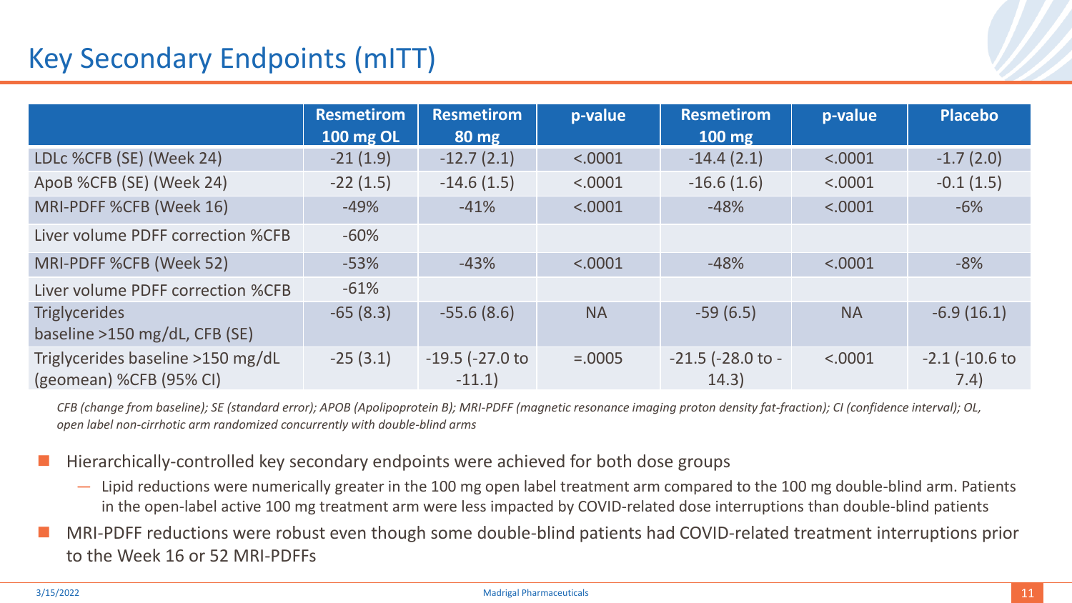# Key Secondary Endpoints (mITT)

| | Resmetirom 100 mg OL | Resmetirom 80 mg | p-value | Resmetirom 100 mg | p-value | Placebo |
|---|---|---|---|---|---|---|
| LDLc %CFB (SE) (Week 24) | -21 (1.9) | -12.7 (2.1) | <.0001 | -14.4 (2.1) | <.0001 | -1.7 (2.0) |
| ApoB %CFB (SE) (Week 24) | -22 (1.5) | -14.6 (1.5) | <.0001 | -16.6 (1.6) | <.0001 | -0.1 (1.5) |
| MRI-PDFF %CFB (Week 16) | -49% | -41% | <.0001 | -48% | <.0001 | -6% |
| Liver volume PDFF correction %CFB | -60% | | | | | |
| MRI-PDFF %CFB (Week 52) | -53% | -43% | <.0001 | -48% | <.0001 | -8% |
| Liver volume PDFF correction %CFB | -61% | | | | | |
| Triglycerides baseline >150 mg/dL, CFB (SE) | -65 (8.3) | -55.6 (8.6) | NA | -59 (6.5) | NA | -6.9 (16.1) |
| Triglycerides baseline >150 mg/dL (geomean) %CFB (95% CI) | -25 (3.1) | -19.5 (-27.0 to -11.1) | =.0005 | -21.5 (-28.0 to -14.3) | <.0001 | -2.1 (-10.6 to 7.4) |

*CFB (change from baseline); SE (standard error); APOB (Apolipoprotein B); MRI-PDFF (magnetic resonance imaging proton density fat-fraction); CI (confidence interval); OL, open label non-cirrhotic arm randomized concurrently with double-blind arms*

- Hierarchically-controlled key secondary endpoints were achieved for both dose groups
  - Lipid reductions were numerically greater in the 100 mg open label treatment arm compared to the 100 mg double-blind arm. Patients in the open-label active 100 mg treatment arm were less impacted by COVID-related dose interruptions than double-blind patients
- MRI-PDFF reductions were robust even though some double-blind patients had COVID-related treatment interruptions prior to the Week 16 or 52 MRI-PDFFs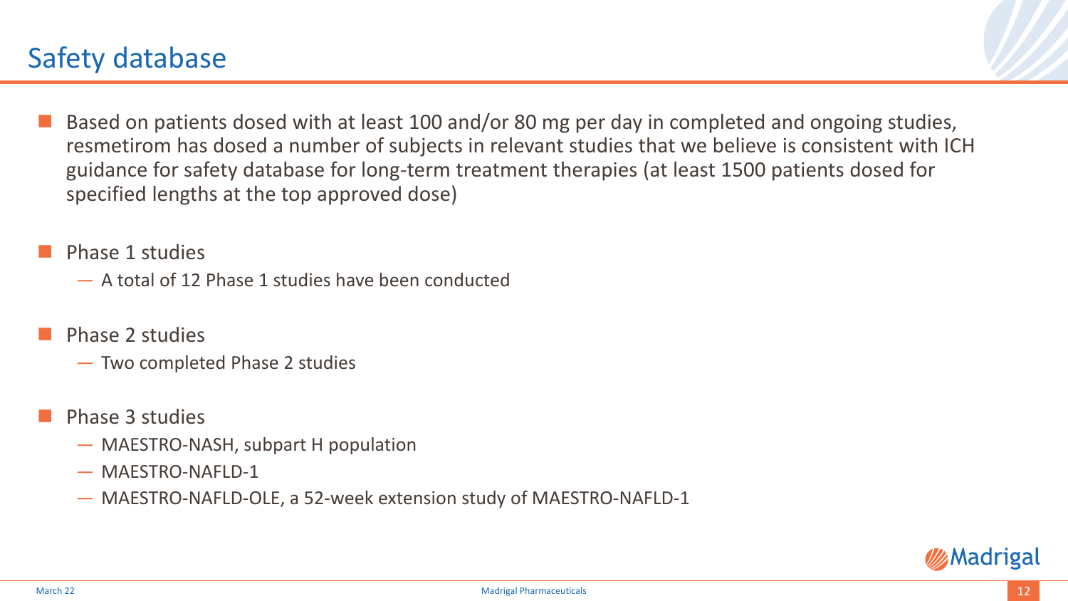# Safety database

- Based on patients dosed with at least 100 and/or 80 mg per day in completed and ongoing studies, resmetirom has dosed a number of subjects in relevant studies that we believe is consistent with ICH guidance for safety database for long-term treatment therapies (at least 1500 patients dosed for specified lengths at the top approved dose)

- Phase 1 studies
  - A total of 12 Phase 1 studies have been conducted

- Phase 2 studies
  - Two completed Phase 2 studies

- Phase 3 studies
  - MAESTRO-NASH, subpart H population
  - MAESTRO-NAFLD-1
  - MAESTRO-NAFLD-OLE, a 52-week extension study of MAESTRO-NAFLD-1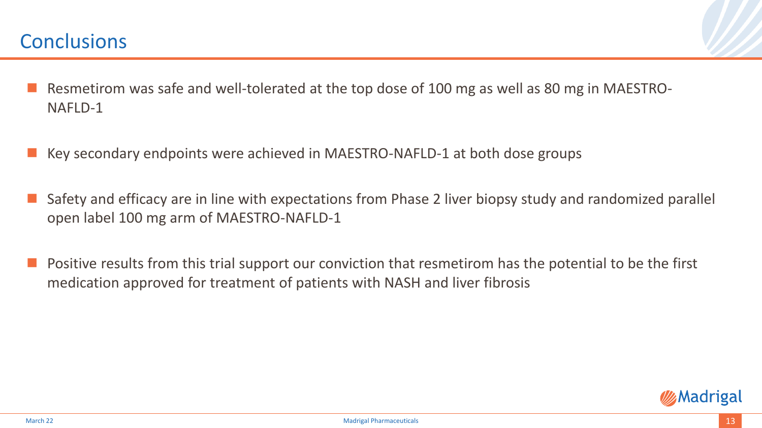# Conclusions

- Resmetirom was safe and well-tolerated at the top dose of 100 mg as well as 80 mg in MAESTRO-NAFLD-1
- Key secondary endpoints were achieved in MAESTRO-NAFLD-1 at both dose groups
- Safety and efficacy are in line with expectations from Phase 2 liver biopsy study and randomized parallel open label 100 mg arm of MAESTRO-NAFLD-1
- Positive results from this trial support our conviction that resmetirom has the potential to be the first medication approved for treatment of patients with NASH and liver fibrosis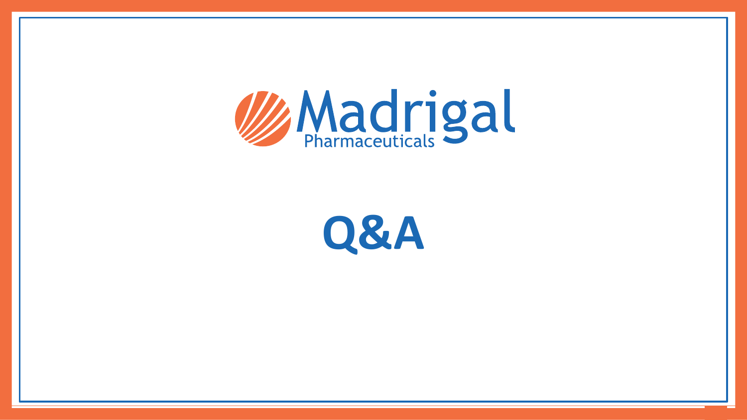Madrigal Pharmaceuticals

# Q&A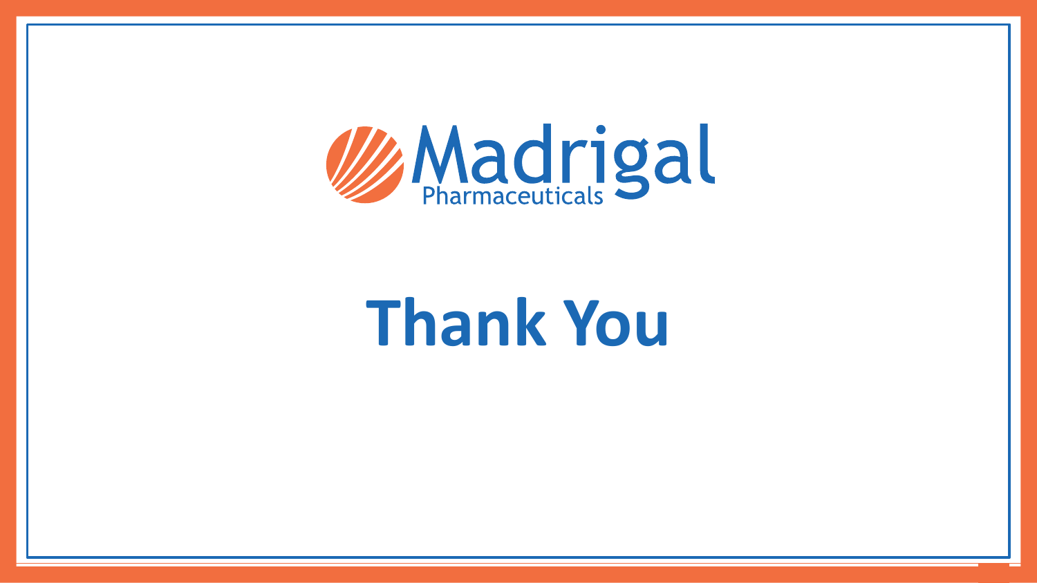Madrigal
Pharmaceuticals

# Thank You